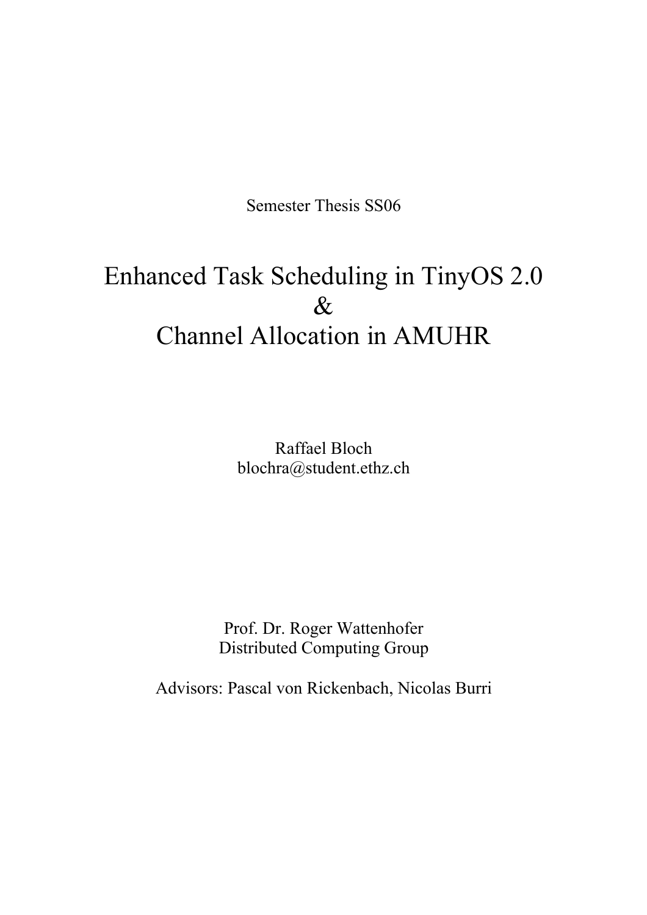Semester Thesis SS06

# Enhanced Task Scheduling in TinyOS 2.0
# &
# Channel Allocation in AMUHR

Raffael Bloch
blochra@student.ethz.ch

Prof. Dr. Roger Wattenhofer
Distributed Computing Group

Advisors: Pascal von Rickenbach, Nicolas Burri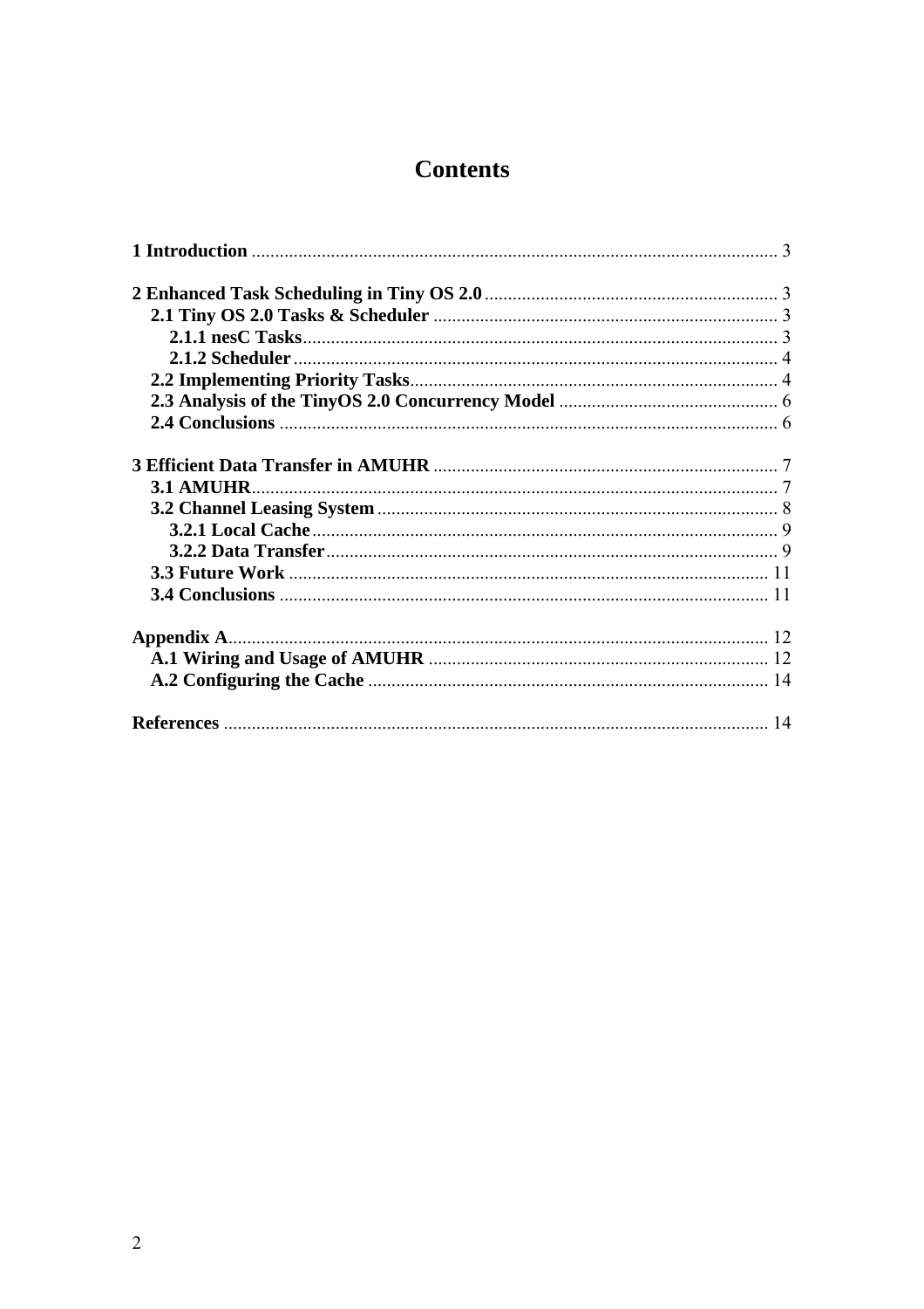# Contents

**1 Introduction** ................................................................................................................. 3

**2 Enhanced Task Scheduling in Tiny OS 2.0** ............................................................... 3
  **2.1 Tiny OS 2.0 Tasks & Scheduler** .......................................................................... 3
    **2.1.1 nesC Tasks** ...................................................................................................... 3
    **2.1.2 Scheduler** ........................................................................................................ 4
  **2.2 Implementing Priority Tasks** ............................................................................... 4
  **2.3 Analysis of the TinyOS 2.0 Concurrency Model** ............................................... 6
  **2.4 Conclusions** .......................................................................................................... 6

**3 Efficient Data Transfer in AMUHR** .......................................................................... 7
  **3.1 AMUHR** ................................................................................................................ 7
  **3.2 Channel Leasing System** ...................................................................................... 8
    **3.2.1 Local Cache** .................................................................................................... 9
    **3.2.2 Data Transfer** ................................................................................................. 9
  **3.3 Future Work** ....................................................................................................... 11
  **3.4 Conclusions** ........................................................................................................ 11

**Appendix A** ................................................................................................................... 12
  **A.1 Wiring and Usage of AMUHR** ......................................................................... 12
  **A.2 Configuring the Cache** ...................................................................................... 14

**References** .................................................................................................................... 14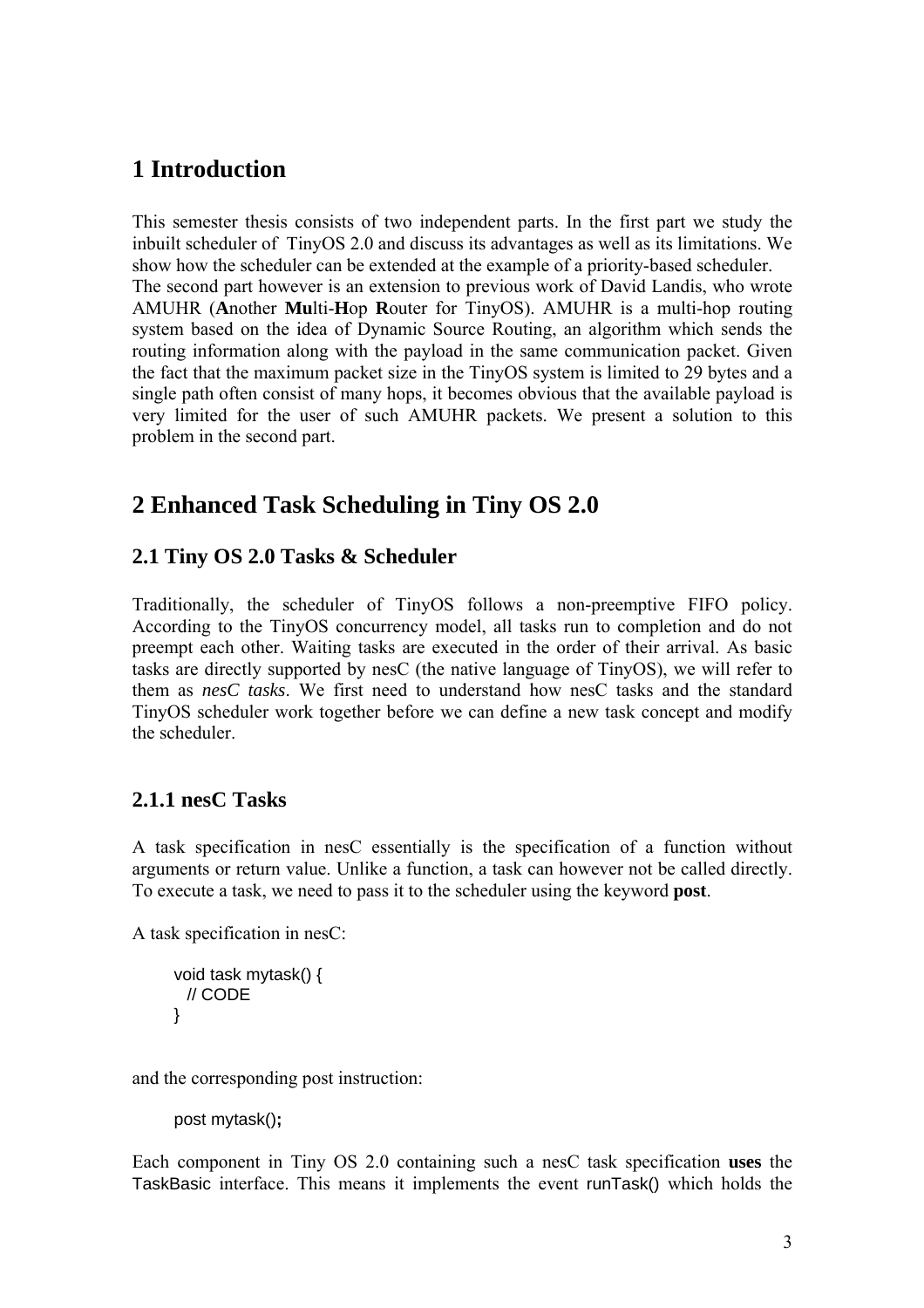# 1 Introduction

This semester thesis consists of two independent parts. In the first part we study the inbuilt scheduler of TinyOS 2.0 and discuss its advantages as well as its limitations. We show how the scheduler can be extended at the example of a priority-based scheduler.
The second part however is an extension to previous work of David Landis, who wrote AMUHR (**A**nother **Mu**lti-**H**op **R**outer for TinyOS). AMUHR is a multi-hop routing system based on the idea of Dynamic Source Routing, an algorithm which sends the routing information along with the payload in the same communication packet. Given the fact that the maximum packet size in the TinyOS system is limited to 29 bytes and a single path often consist of many hops, it becomes obvious that the available payload is very limited for the user of such AMUHR packets. We present a solution to this problem in the second part.

# 2 Enhanced Task Scheduling in Tiny OS 2.0

## 2.1 Tiny OS 2.0 Tasks & Scheduler

Traditionally, the scheduler of TinyOS follows a non-preemptive FIFO policy. According to the TinyOS concurrency model, all tasks run to completion and do not preempt each other. Waiting tasks are executed in the order of their arrival. As basic tasks are directly supported by nesC (the native language of TinyOS), we will refer to them as *nesC tasks*. We first need to understand how nesC tasks and the standard TinyOS scheduler work together before we can define a new task concept and modify the scheduler.

### 2.1.1 nesC Tasks

A task specification in nesC essentially is the specification of a function without arguments or return value. Unlike a function, a task can however not be called directly. To execute a task, we need to pass it to the scheduler using the keyword **post**.

A task specification in nesC:

```
void task mytask() {
  // CODE
}
```

and the corresponding post instruction:

```
post mytask();
```

Each component in Tiny OS 2.0 containing such a nesC task specification **uses** the TaskBasic interface. This means it implements the event runTask() which holds the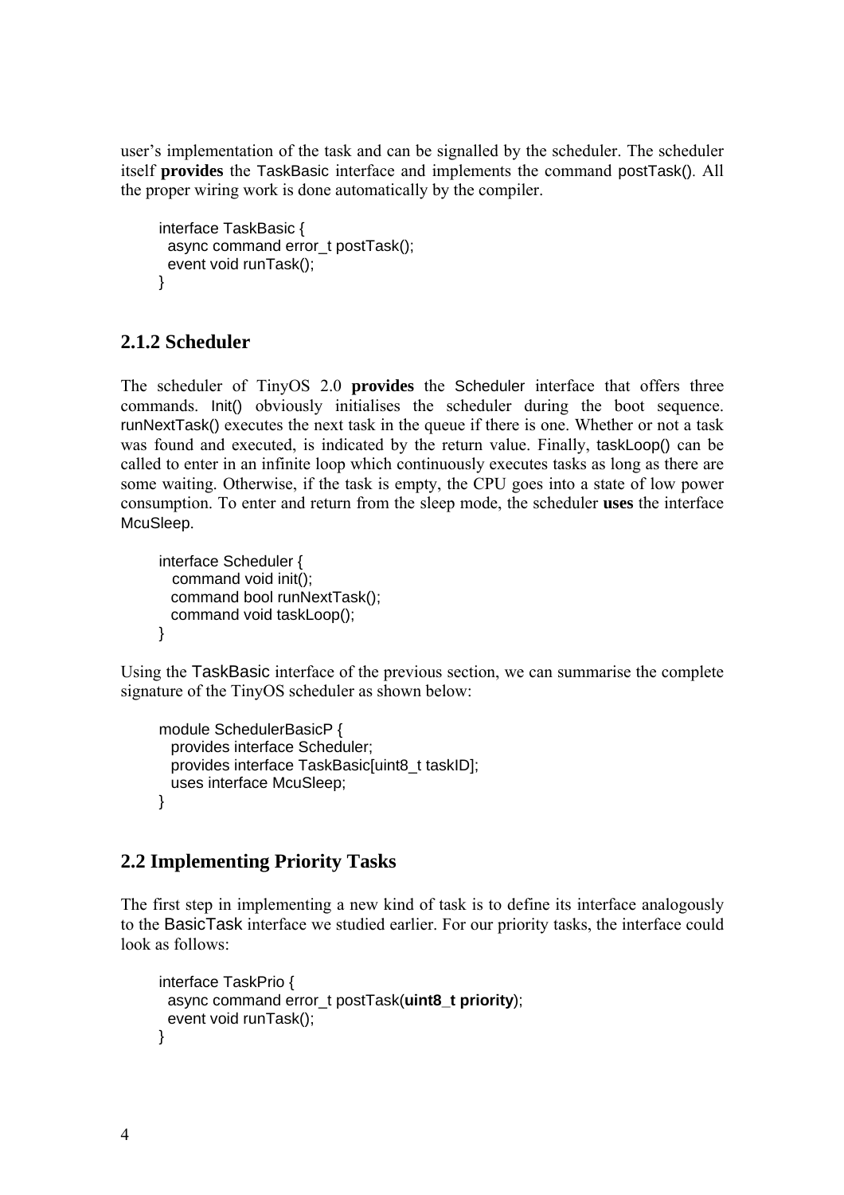user's implementation of the task and can be signalled by the scheduler. The scheduler itself **provides** the TaskBasic interface and implements the command postTask(). All the proper wiring work is done automatically by the compiler.

```
interface TaskBasic {
  async command error_t postTask();
  event void runTask();
}
```

### 2.1.2 Scheduler

The scheduler of TinyOS 2.0 **provides** the Scheduler interface that offers three commands. Init() obviously initialises the scheduler during the boot sequence. runNextTask() executes the next task in the queue if there is one. Whether or not a task was found and executed, is indicated by the return value. Finally, taskLoop() can be called to enter in an infinite loop which continuously executes tasks as long as there are some waiting. Otherwise, if the task is empty, the CPU goes into a state of low power consumption. To enter and return from the sleep mode, the scheduler **uses** the interface McuSleep.

```
interface Scheduler {
   command void init();
   command bool runNextTask();
   command void taskLoop();
}
```

Using the TaskBasic interface of the previous section, we can summarise the complete signature of the TinyOS scheduler as shown below:

```
module SchedulerBasicP {
   provides interface Scheduler;
   provides interface TaskBasic[uint8_t taskID];
   uses interface McuSleep;
}
```

## 2.2 Implementing Priority Tasks

The first step in implementing a new kind of task is to define its interface analogously to the BasicTask interface we studied earlier. For our priority tasks, the interface could look as follows:

```
interface TaskPrio {
  async command error_t postTask(uint8_t priority);
  event void runTask();
}
```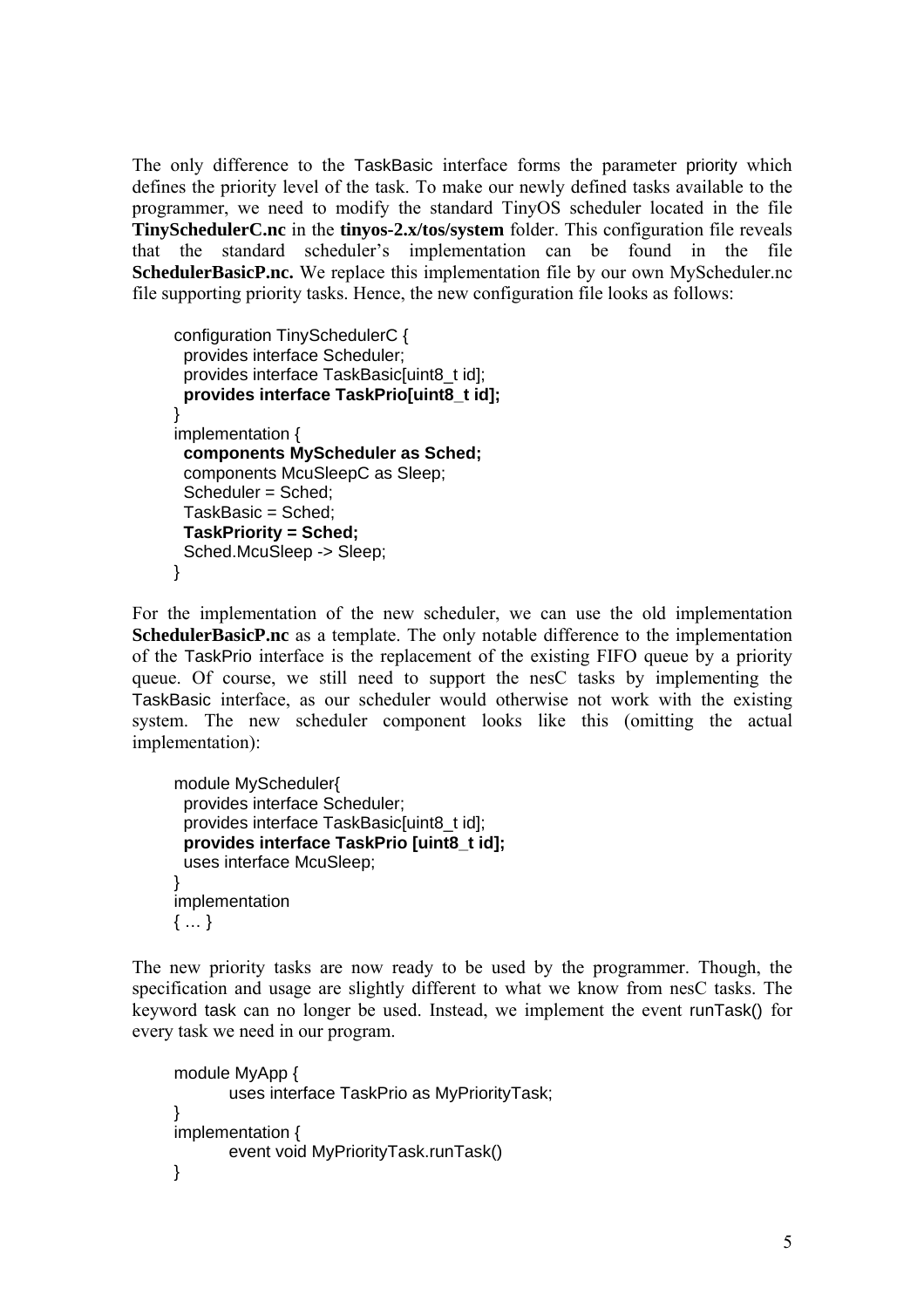The only difference to the TaskBasic interface forms the parameter priority which defines the priority level of the task. To make our newly defined tasks available to the programmer, we need to modify the standard TinyOS scheduler located in the file **TinySchedulerC.nc** in the **tinyos-2.x/tos/system** folder. This configuration file reveals that the standard scheduler's implementation can be found in the file **SchedulerBasicP.nc.** We replace this implementation file by our own MyScheduler.nc file supporting priority tasks. Hence, the new configuration file looks as follows:

```
configuration TinySchedulerC {
  provides interface Scheduler;
  provides interface TaskBasic[uint8_t id];
  provides interface TaskPrio[uint8_t id];
}
implementation {
  components MyScheduler as Sched;
  components McuSleepC as Sleep;
  Scheduler = Sched;
  TaskBasic = Sched;
  TaskPriority = Sched;
  Sched.McuSleep -> Sleep;
}
```

For the implementation of the new scheduler, we can use the old implementation **SchedulerBasicP.nc** as a template. The only notable difference to the implementation of the TaskPrio interface is the replacement of the existing FIFO queue by a priority queue. Of course, we still need to support the nesC tasks by implementing the TaskBasic interface, as our scheduler would otherwise not work with the existing system. The new scheduler component looks like this (omitting the actual implementation):

```
module MyScheduler{
  provides interface Scheduler;
  provides interface TaskBasic[uint8_t id];
  provides interface TaskPrio [uint8_t id];
  uses interface McuSleep;
}
implementation
{ … }
```

The new priority tasks are now ready to be used by the programmer. Though, the specification and usage are slightly different to what we know from nesC tasks. The keyword task can no longer be used. Instead, we implement the event runTask() for every task we need in our program.

```
module MyApp {
        uses interface TaskPrio as MyPriorityTask;
}
implementation {
        event void MyPriorityTask.runTask()
}
```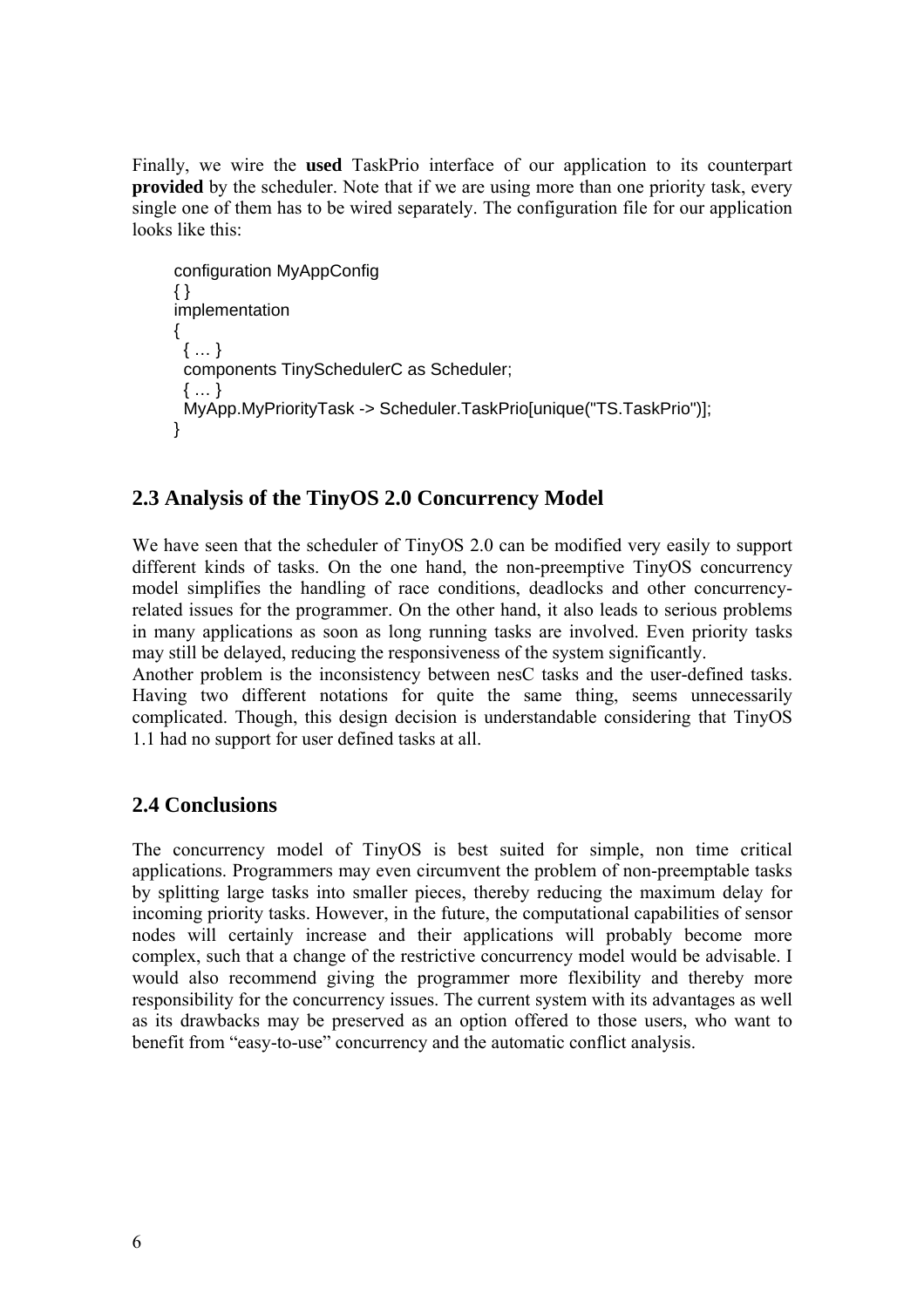Finally, we wire the **used** TaskPrio interface of our application to its counterpart **provided** by the scheduler. Note that if we are using more than one priority task, every single one of them has to be wired separately. The configuration file for our application looks like this:

```
configuration MyAppConfig
{ }
implementation
{
  { … }
  components TinySchedulerC as Scheduler;
  { … }
  MyApp.MyPriorityTask -> Scheduler.TaskPrio[unique("TS.TaskPrio")];
}
```

## 2.3 Analysis of the TinyOS 2.0 Concurrency Model

We have seen that the scheduler of TinyOS 2.0 can be modified very easily to support different kinds of tasks. On the one hand, the non-preemptive TinyOS concurrency model simplifies the handling of race conditions, deadlocks and other concurrency-related issues for the programmer. On the other hand, it also leads to serious problems in many applications as soon as long running tasks are involved. Even priority tasks may still be delayed, reducing the responsiveness of the system significantly.
Another problem is the inconsistency between nesC tasks and the user-defined tasks. Having two different notations for quite the same thing, seems unnecessarily complicated. Though, this design decision is understandable considering that TinyOS 1.1 had no support for user defined tasks at all.

## 2.4 Conclusions

The concurrency model of TinyOS is best suited for simple, non time critical applications. Programmers may even circumvent the problem of non-preemptable tasks by splitting large tasks into smaller pieces, thereby reducing the maximum delay for incoming priority tasks. However, in the future, the computational capabilities of sensor nodes will certainly increase and their applications will probably become more complex, such that a change of the restrictive concurrency model would be advisable. I would also recommend giving the programmer more flexibility and thereby more responsibility for the concurrency issues. The current system with its advantages as well as its drawbacks may be preserved as an option offered to those users, who want to benefit from "easy-to-use" concurrency and the automatic conflict analysis.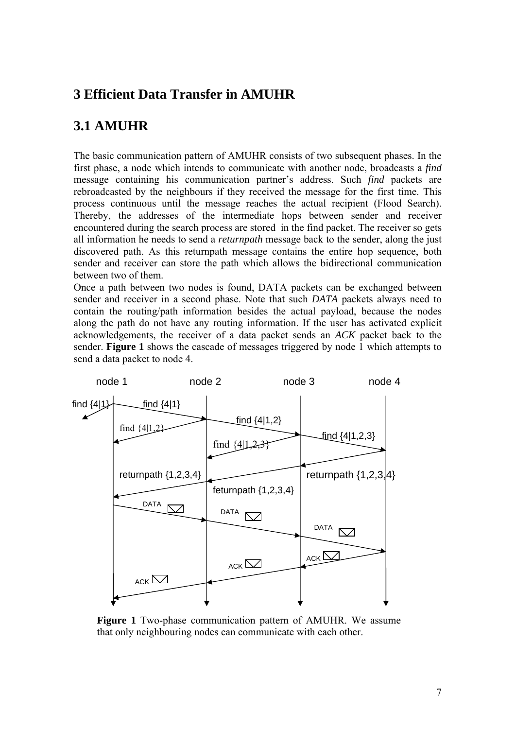# 3 Efficient Data Transfer in AMUHR

## 3.1 AMUHR

The basic communication pattern of AMUHR consists of two subsequent phases. In the first phase, a node which intends to communicate with another node, broadcasts a *find* message containing his communication partner's address. Such *find* packets are rebroadcasted by the neighbours if they received the message for the first time. This process continuous until the message reaches the actual recipient (Flood Search). Thereby, the addresses of the intermediate hops between sender and receiver encountered during the search process are stored in the find packet. The receiver so gets all information he needs to send a *returnpath* message back to the sender, along the just discovered path. As this returnpath message contains the entire hop sequence, both sender and receiver can store the path which allows the bidirectional communication between two of them.

Once a path between two nodes is found, DATA packets can be exchanged between sender and receiver in a second phase. Note that such *DATA* packets always need to contain the routing/path information besides the actual payload, because the nodes along the path do not have any routing information. If the user has activated explicit acknowledgements, the receiver of a data packet sends an *ACK* packet back to the sender. **Figure 1** shows the cascade of messages triggered by node 1 which attempts to send a data packet to node 4.

node 1 node 2 node 3 node 4

find {4|1} find {4|1} find {4|1,2} find {4|1,2} find {4|1,2,3} find {4|1,2,3}

returnpath {1,2,3,4} returnpath {1,2,3,4} feturnpath {1,2,3,4}

DATA DATA DATA ACK ACK ACK

**Figure 1** Two-phase communication pattern of AMUHR. We assume that only neighbouring nodes can communicate with each other.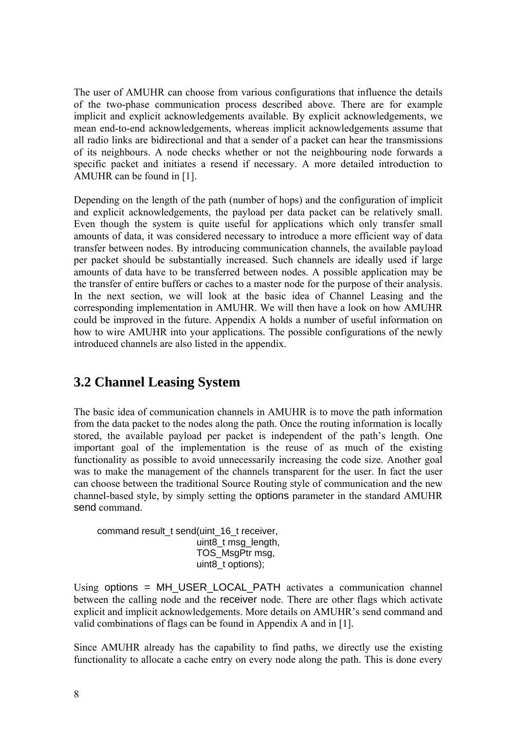The user of AMUHR can choose from various configurations that influence the details of the two-phase communication process described above. There are for example implicit and explicit acknowledgements available. By explicit acknowledgements, we mean end-to-end acknowledgements, whereas implicit acknowledgements assume that all radio links are bidirectional and that a sender of a packet can hear the transmissions of its neighbours. A node checks whether or not the neighbouring node forwards a specific packet and initiates a resend if necessary. A more detailed introduction to AMUHR can be found in [1].

Depending on the length of the path (number of hops) and the configuration of implicit and explicit acknowledgements, the payload per data packet can be relatively small. Even though the system is quite useful for applications which only transfer small amounts of data, it was considered necessary to introduce a more efficient way of data transfer between nodes. By introducing communication channels, the available payload per packet should be substantially increased. Such channels are ideally used if large amounts of data have to be transferred between nodes. A possible application may be the transfer of entire buffers or caches to a master node for the purpose of their analysis. In the next section, we will look at the basic idea of Channel Leasing and the corresponding implementation in AMUHR. We will then have a look on how AMUHR could be improved in the future. Appendix A holds a number of useful information on how to wire AMUHR into your applications. The possible configurations of the newly introduced channels are also listed in the appendix.

## 3.2 Channel Leasing System

The basic idea of communication channels in AMUHR is to move the path information from the data packet to the nodes along the path. Once the routing information is locally stored, the available payload per packet is independent of the path's length. One important goal of the implementation is the reuse of as much of the existing functionality as possible to avoid unnecessarily increasing the code size. Another goal was to make the management of the channels transparent for the user. In fact the user can choose between the traditional Source Routing style of communication and the new channel-based style, by simply setting the `options` parameter in the standard AMUHR `send` command.

```
command result_t send(uint_16_t receiver,
                      uint8_t msg_length,
                      TOS_MsgPtr msg,
                      uint8_t options);
```

Using `options = MH_USER_LOCAL_PATH` activates a communication channel between the calling node and the `receiver` node. There are other flags which activate explicit and implicit acknowledgements. More details on AMUHR's send command and valid combinations of flags can be found in Appendix A and in [1].

Since AMUHR already has the capability to find paths, we directly use the existing functionality to allocate a cache entry on every node along the path. This is done every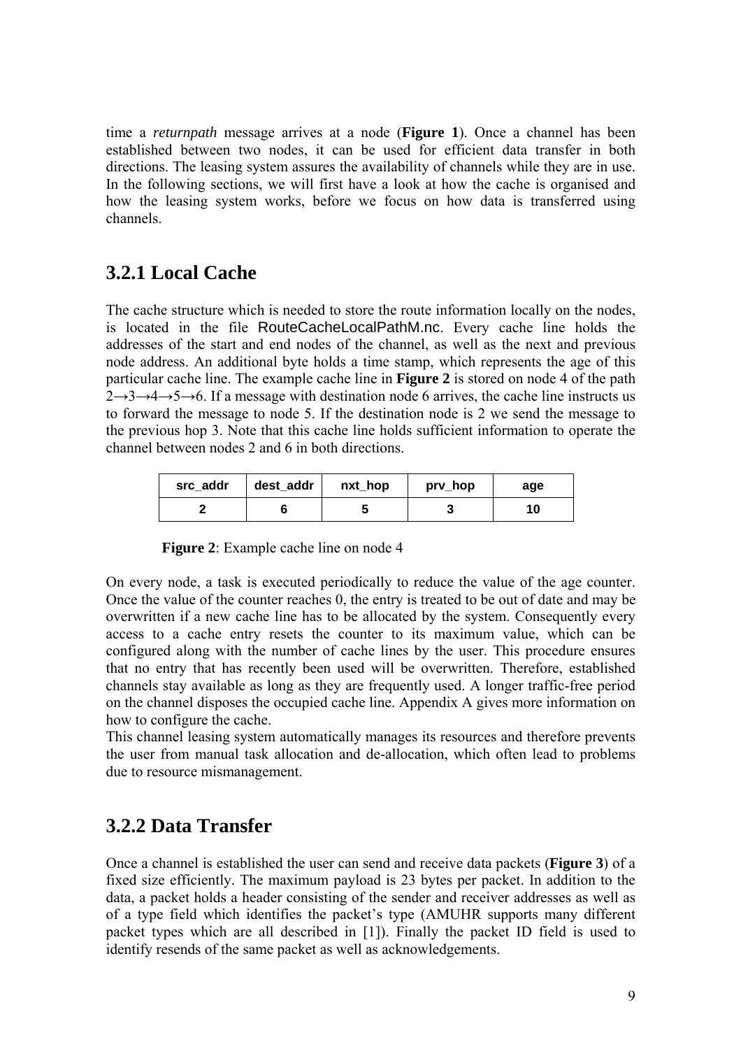time a *returnpath* message arrives at a node (**Figure 1**). Once a channel has been established between two nodes, it can be used for efficient data transfer in both directions. The leasing system assures the availability of channels while they are in use. In the following sections, we will first have a look at how the cache is organised and how the leasing system works, before we focus on how data is transferred using channels.

### 3.2.1 Local Cache

The cache structure which is needed to store the route information locally on the nodes, is located in the file RouteCacheLocalPathM.nc. Every cache line holds the addresses of the start and end nodes of the channel, as well as the next and previous node address. An additional byte holds a time stamp, which represents the age of this particular cache line. The example cache line in **Figure 2** is stored on node 4 of the path 2→3→4→5→6. If a message with destination node 6 arrives, the cache line instructs us to forward the message to node 5. If the destination node is 2 we send the message to the previous hop 3. Note that this cache line holds sufficient information to operate the channel between nodes 2 and 6 in both directions.

| src_addr | dest_addr | nxt_hop | prv_hop | age |
|---|---|---|---|---|
| 2 | 6 | 5 | 3 | 10 |

**Figure 2**: Example cache line on node 4

On every node, a task is executed periodically to reduce the value of the age counter. Once the value of the counter reaches 0, the entry is treated to be out of date and may be overwritten if a new cache line has to be allocated by the system. Consequently every access to a cache entry resets the counter to its maximum value, which can be configured along with the number of cache lines by the user. This procedure ensures that no entry that has recently been used will be overwritten. Therefore, established channels stay available as long as they are frequently used. A longer traffic-free period on the channel disposes the occupied cache line. Appendix A gives more information on how to configure the cache.

This channel leasing system automatically manages its resources and therefore prevents the user from manual task allocation and de-allocation, which often lead to problems due to resource mismanagement.

### 3.2.2 Data Transfer

Once a channel is established the user can send and receive data packets (**Figure 3**) of a fixed size efficiently. The maximum payload is 23 bytes per packet. In addition to the data, a packet holds a header consisting of the sender and receiver addresses as well as of a type field which identifies the packet's type (AMUHR supports many different packet types which are all described in [1]). Finally the packet ID field is used to identify resends of the same packet as well as acknowledgements.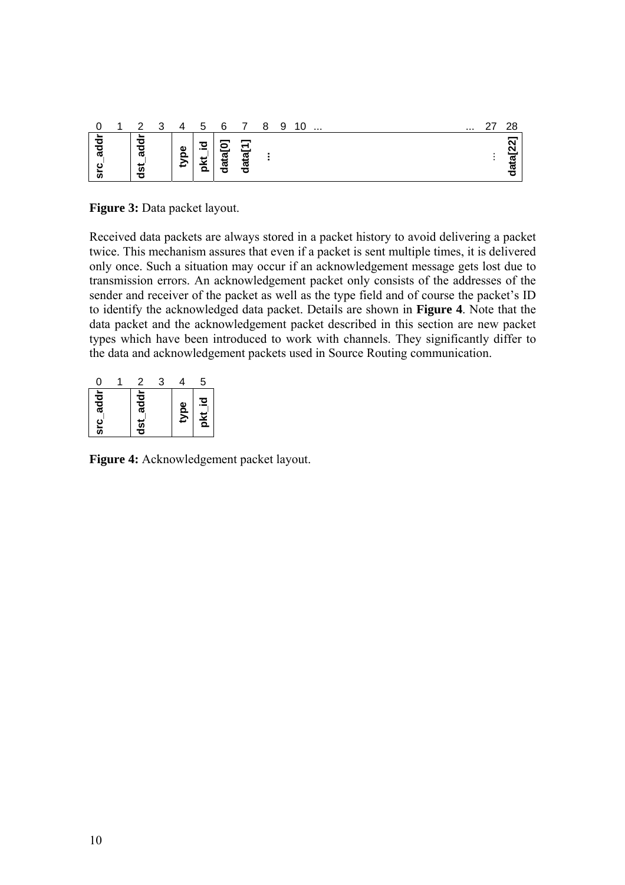| 0 | 1 | 2 | 3 | 4 | 5 | 6 | 7 | 8 | 9 | 10 | ... | ... | 27 | 28 |
|---|---|---|---|---|---|---|---|---|---|---|---|---|---|---|
| src_addr | | dst_addr | | type | pkt_id | data[0] | data[1] | ... | | | | | ... | data[22] |

**Figure 3:** Data packet layout.

Received data packets are always stored in a packet history to avoid delivering a packet twice. This mechanism assures that even if a packet is sent multiple times, it is delivered only once. Such a situation may occur if an acknowledgement message gets lost due to transmission errors. An acknowledgement packet only consists of the addresses of the sender and receiver of the packet as well as the type field and of course the packet's ID to identify the acknowledged data packet. Details are shown in **Figure 4**. Note that the data packet and the acknowledgement packet described in this section are new packet types which have been introduced to work with channels. They significantly differ to the data and acknowledgement packets used in Source Routing communication.

| 0 | 1 | 2 | 3 | 4 | 5 |
|---|---|---|---|---|---|
| src_addr | | dst_addr | | type | pkt_id |

**Figure 4:** Acknowledgement packet layout.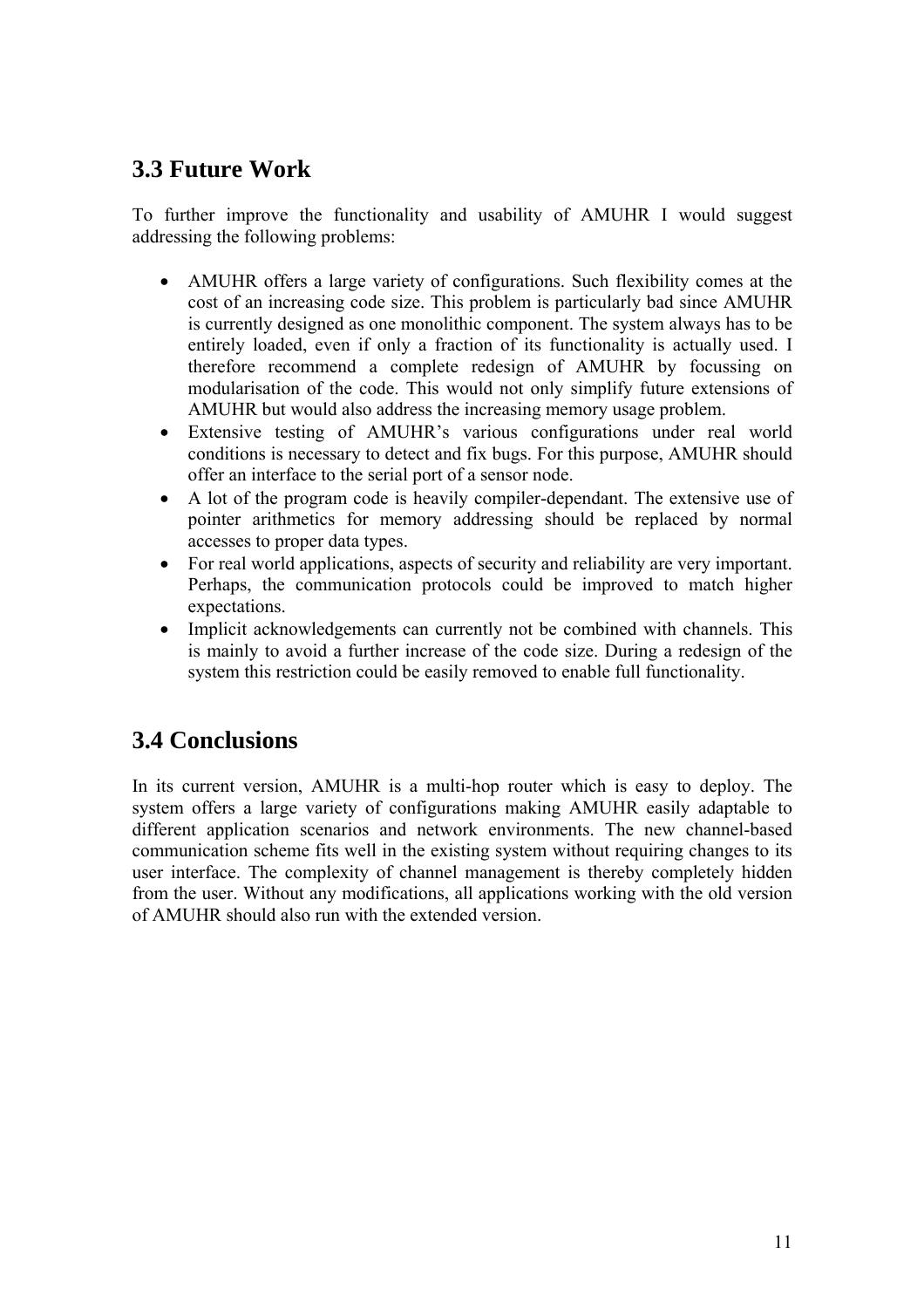## 3.3 Future Work

To further improve the functionality and usability of AMUHR I would suggest addressing the following problems:

- AMUHR offers a large variety of configurations. Such flexibility comes at the cost of an increasing code size. This problem is particularly bad since AMUHR is currently designed as one monolithic component. The system always has to be entirely loaded, even if only a fraction of its functionality is actually used. I therefore recommend a complete redesign of AMUHR by focussing on modularisation of the code. This would not only simplify future extensions of AMUHR but would also address the increasing memory usage problem.
- Extensive testing of AMUHR's various configurations under real world conditions is necessary to detect and fix bugs. For this purpose, AMUHR should offer an interface to the serial port of a sensor node.
- A lot of the program code is heavily compiler-dependant. The extensive use of pointer arithmetics for memory addressing should be replaced by normal accesses to proper data types.
- For real world applications, aspects of security and reliability are very important. Perhaps, the communication protocols could be improved to match higher expectations.
- Implicit acknowledgements can currently not be combined with channels. This is mainly to avoid a further increase of the code size. During a redesign of the system this restriction could be easily removed to enable full functionality.

## 3.4 Conclusions

In its current version, AMUHR is a multi-hop router which is easy to deploy. The system offers a large variety of configurations making AMUHR easily adaptable to different application scenarios and network environments. The new channel-based communication scheme fits well in the existing system without requiring changes to its user interface. The complexity of channel management is thereby completely hidden from the user. Without any modifications, all applications working with the old version of AMUHR should also run with the extended version.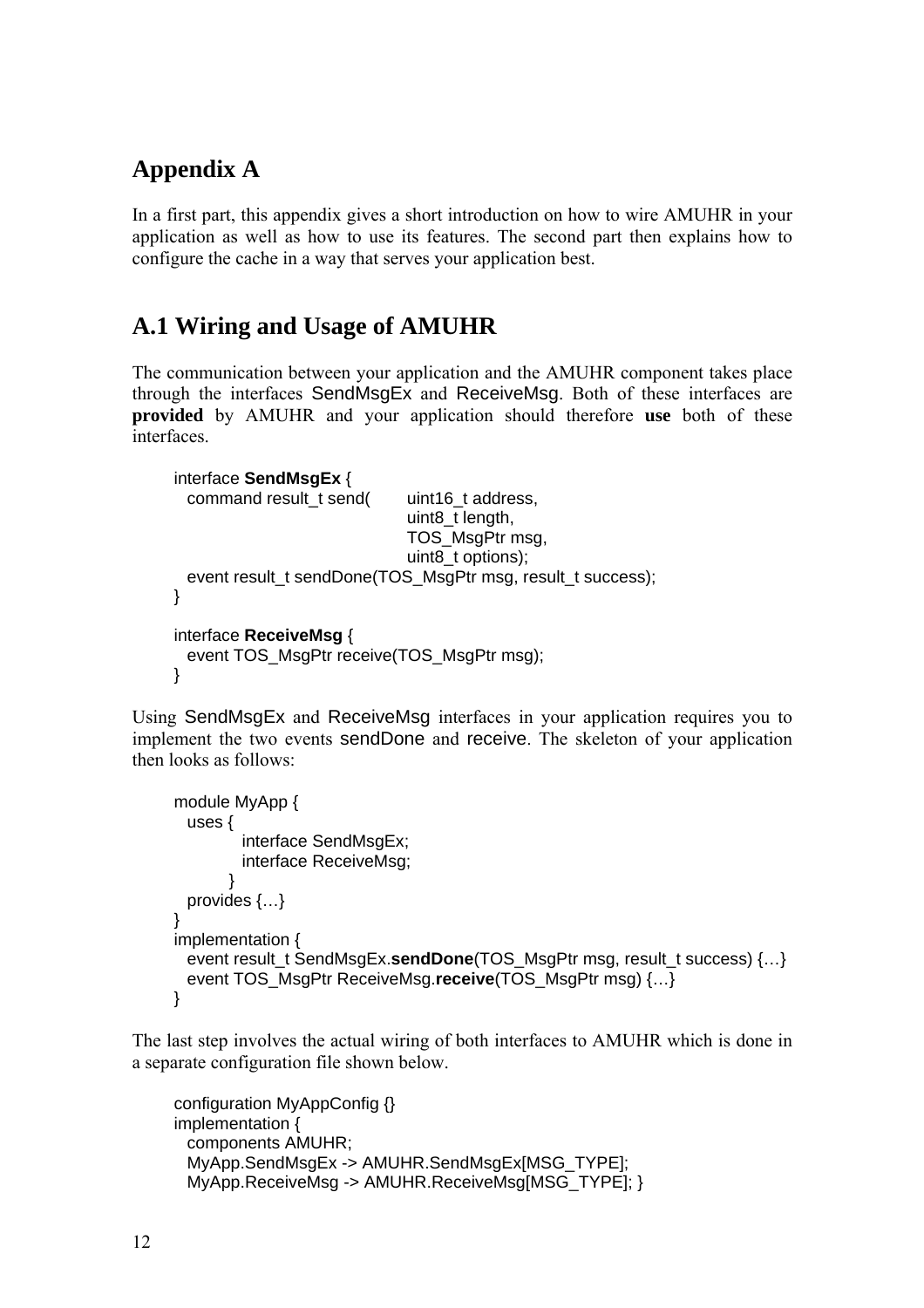# Appendix A

In a first part, this appendix gives a short introduction on how to wire AMUHR in your application as well as how to use its features. The second part then explains how to configure the cache in a way that serves your application best.

## A.1 Wiring and Usage of AMUHR

The communication between your application and the AMUHR component takes place through the interfaces SendMsgEx and ReceiveMsg. Both of these interfaces are **provided** by AMUHR and your application should therefore **use** both of these interfaces.

```
interface SendMsgEx {
   command result_t send(      uint16_t address,
                               uint8_t length,
                               TOS_MsgPtr msg,
                               uint8_t options);
   event result_t sendDone(TOS_MsgPtr msg, result_t success);
}

interface ReceiveMsg {
   event TOS_MsgPtr receive(TOS_MsgPtr msg);
}
```

Using SendMsgEx and ReceiveMsg interfaces in your application requires you to implement the two events sendDone and receive. The skeleton of your application then looks as follows:

```
module MyApp {
   uses {
           interface SendMsgEx;
           interface ReceiveMsg;
         }
   provides {…}
}
implementation {
   event result_t SendMsgEx.sendDone(TOS_MsgPtr msg, result_t success) {…}
   event TOS_MsgPtr ReceiveMsg.receive(TOS_MsgPtr msg) {…}
}
```

The last step involves the actual wiring of both interfaces to AMUHR which is done in a separate configuration file shown below.

```
configuration MyAppConfig {}
implementation {
   components AMUHR;
   MyApp.SendMsgEx -> AMUHR.SendMsgEx[MSG_TYPE];
   MyApp.ReceiveMsg -> AMUHR.ReceiveMsg[MSG_TYPE]; }
```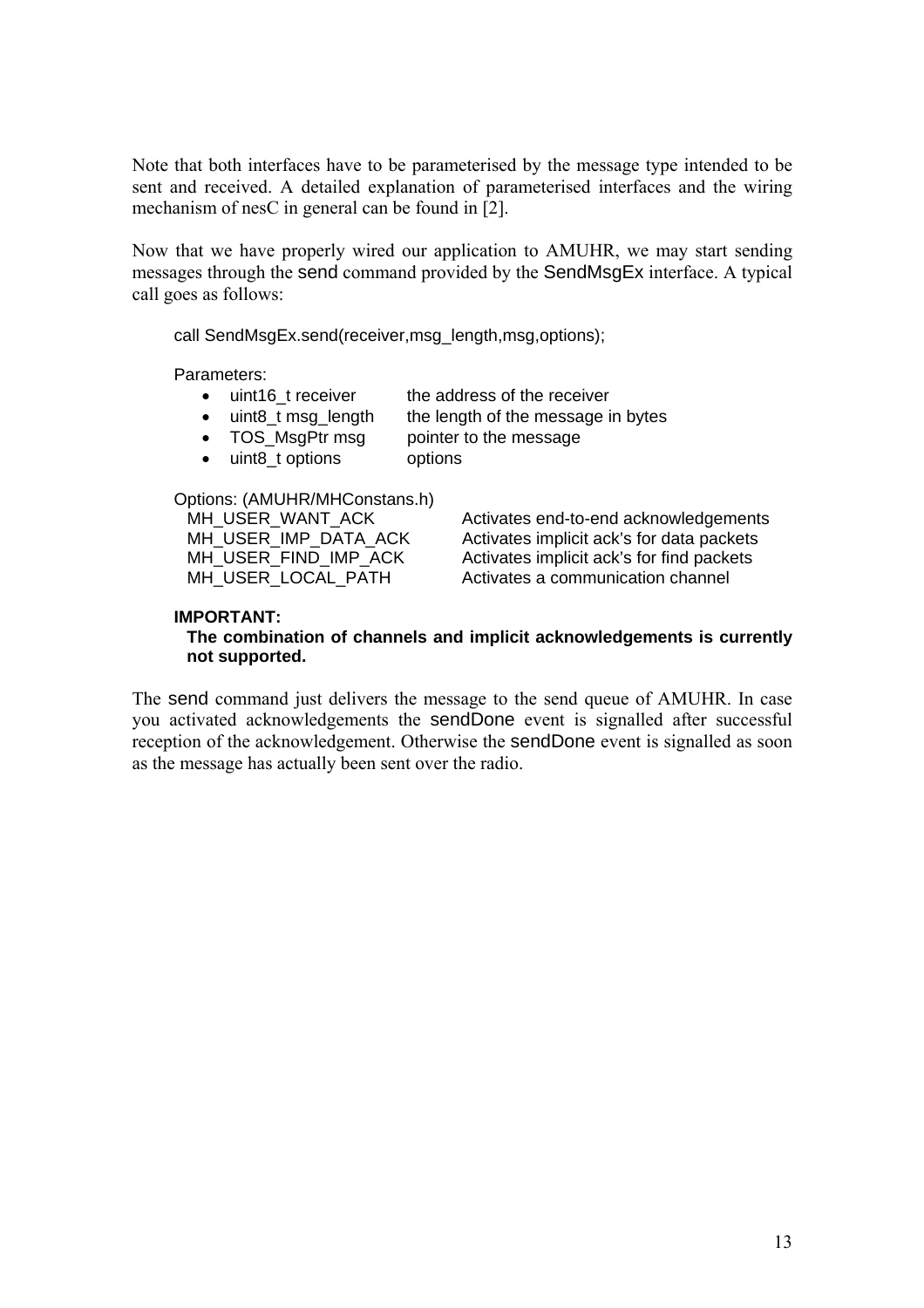Note that both interfaces have to be parameterised by the message type intended to be sent and received. A detailed explanation of parameterised interfaces and the wiring mechanism of nesC in general can be found in [2].

Now that we have properly wired our application to AMUHR, we may start sending messages through the send command provided by the SendMsgEx interface. A typical call goes as follows:

```
call SendMsgEx.send(receiver,msg_length,msg,options);
```

Parameters:

- uint16_t receiver    the address of the receiver
- uint8_t msg_length    the length of the message in bytes
- TOS_MsgPtr msg    pointer to the message
- uint8_t options    options

Options: (AMUHR/MHConstans.h)

| | |
|---|---|
| MH_USER_WANT_ACK | Activates end-to-end acknowledgements |
| MH_USER_IMP_DATA_ACK | Activates implicit ack's for data packets |
| MH_USER_FIND_IMP_ACK | Activates implicit ack's for find packets |
| MH_USER_LOCAL_PATH | Activates a communication channel |

**IMPORTANT:**
**The combination of channels and implicit acknowledgements is currently not supported.**

The send command just delivers the message to the send queue of AMUHR. In case you activated acknowledgements the sendDone event is signalled after successful reception of the acknowledgement. Otherwise the sendDone event is signalled as soon as the message has actually been sent over the radio.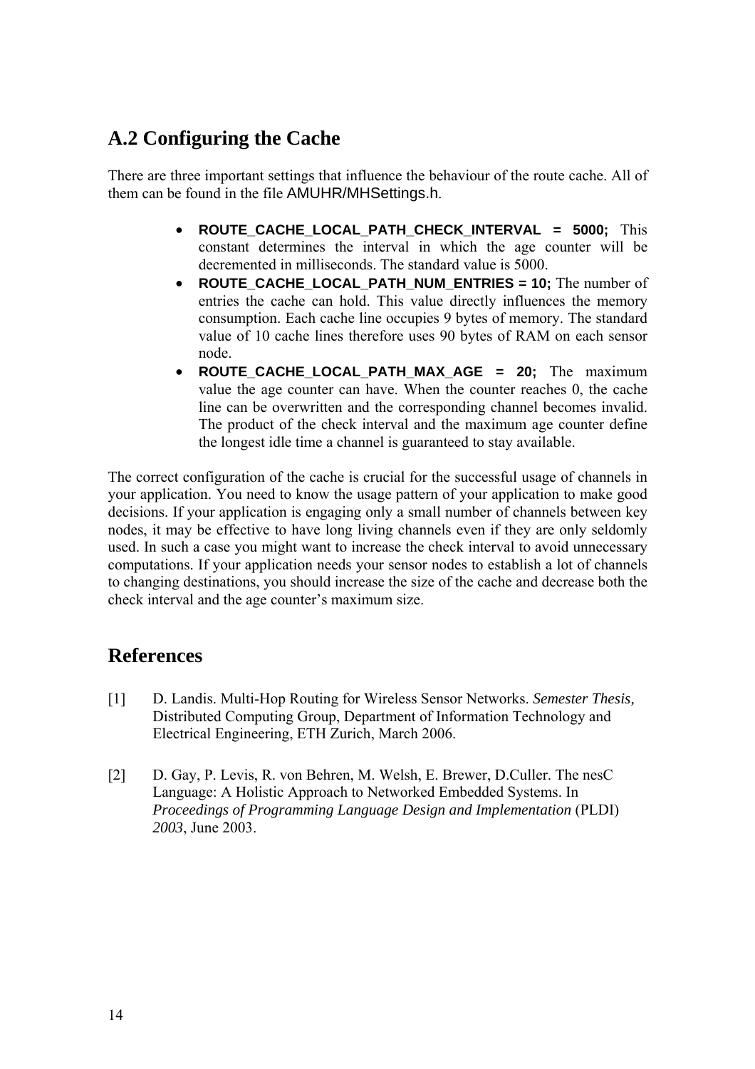## A.2 Configuring the Cache

There are three important settings that influence the behaviour of the route cache. All of them can be found in the file AMUHR/MHSettings.h.

- **ROUTE_CACHE_LOCAL_PATH_CHECK_INTERVAL = 5000;** This constant determines the interval in which the age counter will be decremented in milliseconds. The standard value is 5000.
- **ROUTE_CACHE_LOCAL_PATH_NUM_ENTRIES = 10;** The number of entries the cache can hold. This value directly influences the memory consumption. Each cache line occupies 9 bytes of memory. The standard value of 10 cache lines therefore uses 90 bytes of RAM on each sensor node.
- **ROUTE_CACHE_LOCAL_PATH_MAX_AGE = 20;** The maximum value the age counter can have. When the counter reaches 0, the cache line can be overwritten and the corresponding channel becomes invalid. The product of the check interval and the maximum age counter define the longest idle time a channel is guaranteed to stay available.

The correct configuration of the cache is crucial for the successful usage of channels in your application. You need to know the usage pattern of your application to make good decisions. If your application is engaging only a small number of channels between key nodes, it may be effective to have long living channels even if they are only seldomly used. In such a case you might want to increase the check interval to avoid unnecessary computations. If your application needs your sensor nodes to establish a lot of channels to changing destinations, you should increase the size of the cache and decrease both the check interval and the age counter's maximum size.

## References

[1] D. Landis. Multi-Hop Routing for Wireless Sensor Networks. *Semester Thesis,* Distributed Computing Group, Department of Information Technology and Electrical Engineering, ETH Zurich, March 2006.

[2] D. Gay, P. Levis, R. von Behren, M. Welsh, E. Brewer, D.Culler. The nesC Language: A Holistic Approach to Networked Embedded Systems. In *Proceedings of Programming Language Design and Implementation* (PLDI) *2003*, June 2003.